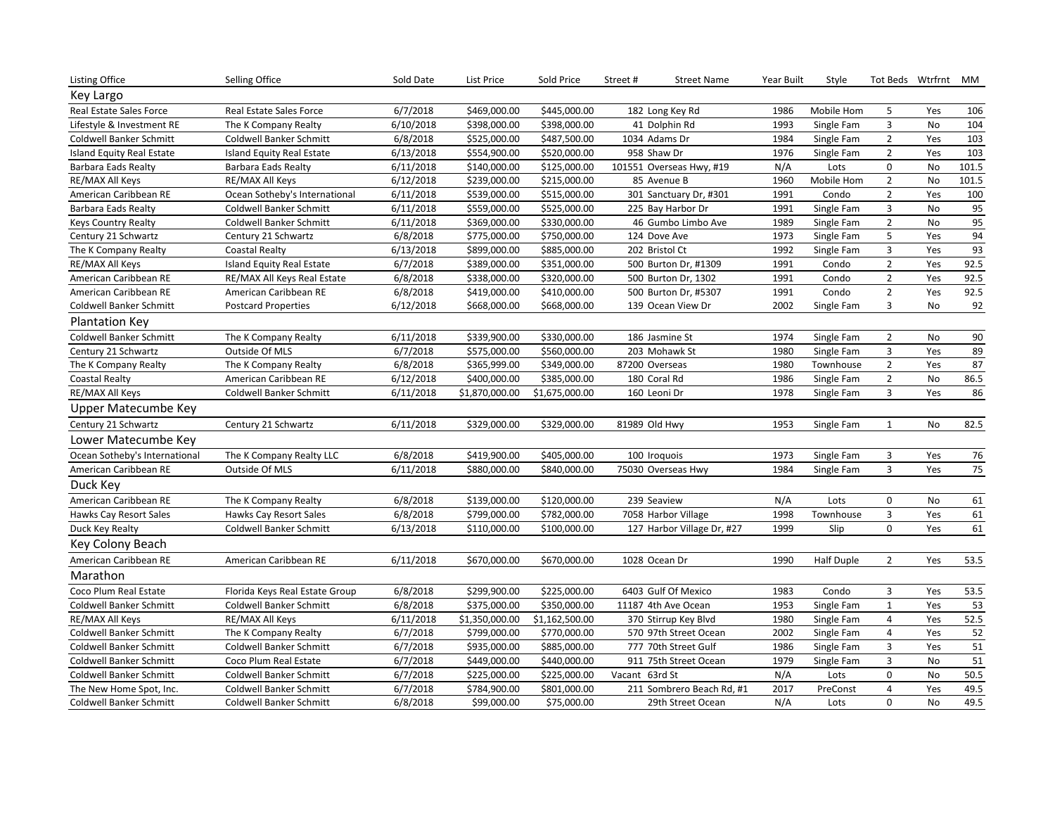| Listing Office | Selling Office | Sold Date | List Price | Sold Price | Street # | Street Name | Year Built | Style | Tot Beds | Wtrfrnt | MM |
|---|---|---|---|---|---|---|---|---|---|---|---|
| **Key Largo** | | | | | | | | | | | |
| Real Estate Sales Force | Real Estate Sales Force | 6/7/2018 | $469,000.00 | $445,000.00 | 182 | Long Key Rd | 1986 | Mobile Hom | 5 | Yes | 106 |
| Lifestyle & Investment RE | The K Company Realty | 6/10/2018 | $398,000.00 | $398,000.00 | 41 | Dolphin Rd | 1993 | Single Fam | 3 | No | 104 |
| Coldwell Banker Schmitt | Coldwell Banker Schmitt | 6/8/2018 | $525,000.00 | $487,500.00 | 1034 | Adams Dr | 1984 | Single Fam | 2 | Yes | 103 |
| Island Equity Real Estate | Island Equity Real Estate | 6/13/2018 | $554,900.00 | $520,000.00 | 958 | Shaw Dr | 1976 | Single Fam | 2 | Yes | 103 |
| Barbara Eads Realty | Barbara Eads Realty | 6/11/2018 | $140,000.00 | $125,000.00 | 101551 | Overseas Hwy, #19 | N/A | Lots | 0 | No | 101.5 |
| RE/MAX All Keys | RE/MAX All Keys | 6/12/2018 | $239,000.00 | $215,000.00 | 85 | Avenue B | 1960 | Mobile Hom | 2 | No | 101.5 |
| American Caribbean RE | Ocean Sotheby's International | 6/11/2018 | $539,000.00 | $515,000.00 | 301 | Sanctuary Dr, #301 | 1991 | Condo | 2 | Yes | 100 |
| Barbara Eads Realty | Coldwell Banker Schmitt | 6/11/2018 | $559,000.00 | $525,000.00 | 225 | Bay Harbor Dr | 1991 | Single Fam | 3 | No | 95 |
| Keys Country Realty | Coldwell Banker Schmitt | 6/11/2018 | $369,000.00 | $330,000.00 | 46 | Gumbo Limbo Ave | 1989 | Single Fam | 2 | No | 95 |
| Century 21 Schwartz | Century 21 Schwartz | 6/8/2018 | $775,000.00 | $750,000.00 | 124 | Dove Ave | 1973 | Single Fam | 5 | Yes | 94 |
| The K Company Realty | Coastal Realty | 6/13/2018 | $899,000.00 | $885,000.00 | 202 | Bristol Ct | 1992 | Single Fam | 3 | Yes | 93 |
| RE/MAX All Keys | Island Equity Real Estate | 6/7/2018 | $389,000.00 | $351,000.00 | 500 | Burton Dr, #1309 | 1991 | Condo | 2 | Yes | 92.5 |
| American Caribbean RE | RE/MAX All Keys Real Estate | 6/8/2018 | $338,000.00 | $320,000.00 | 500 | Burton Dr, 1302 | 1991 | Condo | 2 | Yes | 92.5 |
| American Caribbean RE | American Caribbean RE | 6/8/2018 | $419,000.00 | $410,000.00 | 500 | Burton Dr, #5307 | 1991 | Condo | 2 | Yes | 92.5 |
| Coldwell Banker Schmitt | Postcard Properties | 6/12/2018 | $668,000.00 | $668,000.00 | 139 | Ocean View Dr | 2002 | Single Fam | 3 | No | 92 |
| **Plantation Key** | | | | | | | | | | | |
| Coldwell Banker Schmitt | The K Company Realty | 6/11/2018 | $339,900.00 | $330,000.00 | 186 | Jasmine St | 1974 | Single Fam | 2 | No | 90 |
| Century 21 Schwartz | Outside Of MLS | 6/7/2018 | $575,000.00 | $560,000.00 | 203 | Mohawk St | 1980 | Single Fam | 3 | Yes | 89 |
| The K Company Realty | The K Company Realty | 6/8/2018 | $365,999.00 | $349,000.00 | 87200 | Overseas | 1980 | Townhouse | 2 | Yes | 87 |
| Coastal Realty | American Caribbean RE | 6/12/2018 | $400,000.00 | $385,000.00 | 180 | Coral Rd | 1986 | Single Fam | 2 | No | 86.5 |
| RE/MAX All Keys | Coldwell Banker Schmitt | 6/11/2018 | $1,870,000.00 | $1,675,000.00 | 160 | Leoni Dr | 1978 | Single Fam | 3 | Yes | 86 |
| **Upper Matecumbe Key** | | | | | | | | | | | |
| Century 21 Schwartz | Century 21 Schwartz | 6/11/2018 | $329,000.00 | $329,000.00 | 81989 | Old Hwy | 1953 | Single Fam | 1 | No | 82.5 |
| **Lower Matecumbe Key** | | | | | | | | | | | |
| Ocean Sotheby's International | The K Company Realty LLC | 6/8/2018 | $419,900.00 | $405,000.00 | 100 | Iroquois | 1973 | Single Fam | 3 | Yes | 76 |
| American Caribbean RE | Outside Of MLS | 6/11/2018 | $880,000.00 | $840,000.00 | 75030 | Overseas Hwy | 1984 | Single Fam | 3 | Yes | 75 |
| **Duck Key** | | | | | | | | | | | |
| American Caribbean RE | The K Company Realty | 6/8/2018 | $139,000.00 | $120,000.00 | 239 | Seaview | N/A | Lots | 0 | No | 61 |
| Hawks Cay Resort Sales | Hawks Cay Resort Sales | 6/8/2018 | $799,000.00 | $782,000.00 | 7058 | Harbor Village | 1998 | Townhouse | 3 | Yes | 61 |
| Duck Key Realty | Coldwell Banker Schmitt | 6/13/2018 | $110,000.00 | $100,000.00 | 127 | Harbor Village Dr, #27 | 1999 | Slip | 0 | Yes | 61 |
| **Key Colony Beach** | | | | | | | | | | | |
| American Caribbean RE | American Caribbean RE | 6/11/2018 | $670,000.00 | $670,000.00 | 1028 | Ocean Dr | 1990 | Half Duple | 2 | Yes | 53.5 |
| **Marathon** | | | | | | | | | | | |
| Coco Plum Real Estate | Florida Keys Real Estate Group | 6/8/2018 | $299,900.00 | $225,000.00 | 6403 | Gulf Of Mexico | 1983 | Condo | 3 | Yes | 53.5 |
| Coldwell Banker Schmitt | Coldwell Banker Schmitt | 6/8/2018 | $375,000.00 | $350,000.00 | 11187 | 4th Ave Ocean | 1953 | Single Fam | 1 | Yes | 53 |
| RE/MAX All Keys | RE/MAX All Keys | 6/11/2018 | $1,350,000.00 | $1,162,500.00 | 370 | Stirrup Key Blvd | 1980 | Single Fam | 4 | Yes | 52.5 |
| Coldwell Banker Schmitt | The K Company Realty | 6/7/2018 | $799,000.00 | $770,000.00 | 570 | 97th Street Ocean | 2002 | Single Fam | 4 | Yes | 52 |
| Coldwell Banker Schmitt | Coldwell Banker Schmitt | 6/7/2018 | $935,000.00 | $885,000.00 | 777 | 70th Street Gulf | 1986 | Single Fam | 3 | Yes | 51 |
| Coldwell Banker Schmitt | Coco Plum Real Estate | 6/7/2018 | $449,000.00 | $440,000.00 | 911 | 75th Street Ocean | 1979 | Single Fam | 3 | No | 51 |
| Coldwell Banker Schmitt | Coldwell Banker Schmitt | 6/7/2018 | $225,000.00 | $225,000.00 | Vacant | 63rd St | N/A | Lots | 0 | No | 50.5 |
| The New Home Spot, Inc. | Coldwell Banker Schmitt | 6/7/2018 | $784,900.00 | $801,000.00 | 211 | Sombrero Beach Rd, #1 | 2017 | PreConst | 4 | Yes | 49.5 |
| Coldwell Banker Schmitt | Coldwell Banker Schmitt | 6/8/2018 | $99,000.00 | $75,000.00 | | 29th Street Ocean | N/A | Lots | 0 | No | 49.5 |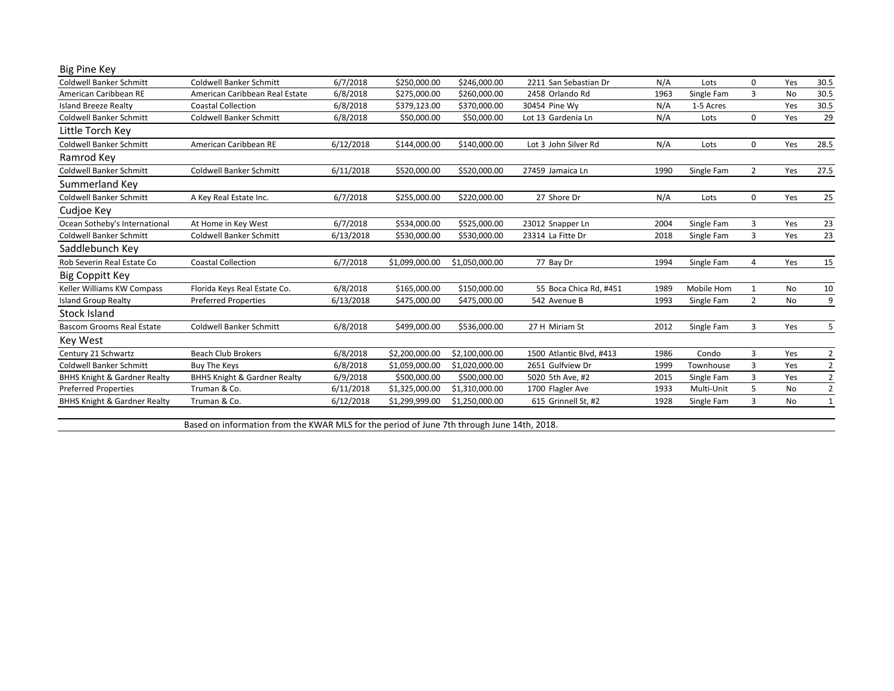## Big Pine Key

| | | | | | | | | | | |
|---|---|---|---|---|---|---|---|---|---|---|
| Coldwell Banker Schmitt | Coldwell Banker Schmitt | 6/7/2018 | $250,000.00 | $246,000.00 | 2211 San Sebastian Dr | N/A | Lots | 0 | Yes | 30.5 |
| American Caribbean RE | American Caribbean Real Estate | 6/8/2018 | $275,000.00 | $260,000.00 | 2458 Orlando Rd | 1963 | Single Fam | 3 | No | 30.5 |
| Island Breeze Realty | Coastal Collection | 6/8/2018 | $379,123.00 | $370,000.00 | 30454 Pine Wy | N/A | 1-5 Acres | | Yes | 30.5 |
| Coldwell Banker Schmitt | Coldwell Banker Schmitt | 6/8/2018 | $50,000.00 | $50,000.00 | Lot 13 Gardenia Ln | N/A | Lots | 0 | Yes | 29 |

## Little Torch Key

| | | | | | | | | | | |
|---|---|---|---|---|---|---|---|---|---|---|
| Coldwell Banker Schmitt | American Caribbean RE | 6/12/2018 | $144,000.00 | $140,000.00 | Lot 3 John Silver Rd | N/A | Lots | 0 | Yes | 28.5 |

## Ramrod Key

| | | | | | | | | | | |
|---|---|---|---|---|---|---|---|---|---|---|
| Coldwell Banker Schmitt | Coldwell Banker Schmitt | 6/11/2018 | $520,000.00 | $520,000.00 | 27459 Jamaica Ln | 1990 | Single Fam | 2 | Yes | 27.5 |

## Summerland Key

| | | | | | | | | | | |
|---|---|---|---|---|---|---|---|---|---|---|
| Coldwell Banker Schmitt | A Key Real Estate Inc. | 6/7/2018 | $255,000.00 | $220,000.00 | 27 Shore Dr | N/A | Lots | 0 | Yes | 25 |

## Cudjoe Key

| | | | | | | | | | | |
|---|---|---|---|---|---|---|---|---|---|---|
| Ocean Sotheby's International | At Home in Key West | 6/7/2018 | $534,000.00 | $525,000.00 | 23012 Snapper Ln | 2004 | Single Fam | 3 | Yes | 23 |
| Coldwell Banker Schmitt | Coldwell Banker Schmitt | 6/13/2018 | $530,000.00 | $530,000.00 | 23314 La Fitte Dr | 2018 | Single Fam | 3 | Yes | 23 |

## Saddlebunch Key

| | | | | | | | | | | |
|---|---|---|---|---|---|---|---|---|---|---|
| Rob Severin Real Estate Co | Coastal Collection | 6/7/2018 | $1,099,000.00 | $1,050,000.00 | 77 Bay Dr | 1994 | Single Fam | 4 | Yes | 15 |

## Big Coppitt Key

| | | | | | | | | | | |
|---|---|---|---|---|---|---|---|---|---|---|
| Keller Williams KW Compass | Florida Keys Real Estate Co. | 6/8/2018 | $165,000.00 | $150,000.00 | 55 Boca Chica Rd, #451 | 1989 | Mobile Hom | 1 | No | 10 |
| Island Group Realty | Preferred Properties | 6/13/2018 | $475,000.00 | $475,000.00 | 542 Avenue B | 1993 | Single Fam | 2 | No | 9 |

## Stock Island

| | | | | | | | | | | |
|---|---|---|---|---|---|---|---|---|---|---|
| Bascom Grooms Real Estate | Coldwell Banker Schmitt | 6/8/2018 | $499,000.00 | $536,000.00 | 27 H Miriam St | 2012 | Single Fam | 3 | Yes | 5 |

## Key West

| | | | | | | | | | | |
|---|---|---|---|---|---|---|---|---|---|---|
| Century 21 Schwartz | Beach Club Brokers | 6/8/2018 | $2,200,000.00 | $2,100,000.00 | 1500 Atlantic Blvd, #413 | 1986 | Condo | 3 | Yes | 2 |
| Coldwell Banker Schmitt | Buy The Keys | 6/8/2018 | $1,059,000.00 | $1,020,000.00 | 2651 Gulfview Dr | 1999 | Townhouse | 3 | Yes | 2 |
| BHHS Knight & Gardner Realty | BHHS Knight & Gardner Realty | 6/9/2018 | $500,000.00 | $500,000.00 | 5020 5th Ave, #2 | 2015 | Single Fam | 3 | Yes | 2 |
| Preferred Properties | Truman & Co. | 6/11/2018 | $1,325,000.00 | $1,310,000.00 | 1700 Flagler Ave | 1933 | Multi-Unit | 5 | No | 2 |
| BHHS Knight & Gardner Realty | Truman & Co. | 6/12/2018 | $1,299,999.00 | $1,250,000.00 | 615 Grinnell St, #2 | 1928 | Single Fam | 3 | No | 1 |

Based on information from the KWAR MLS for the period of June 7th through June 14th, 2018.